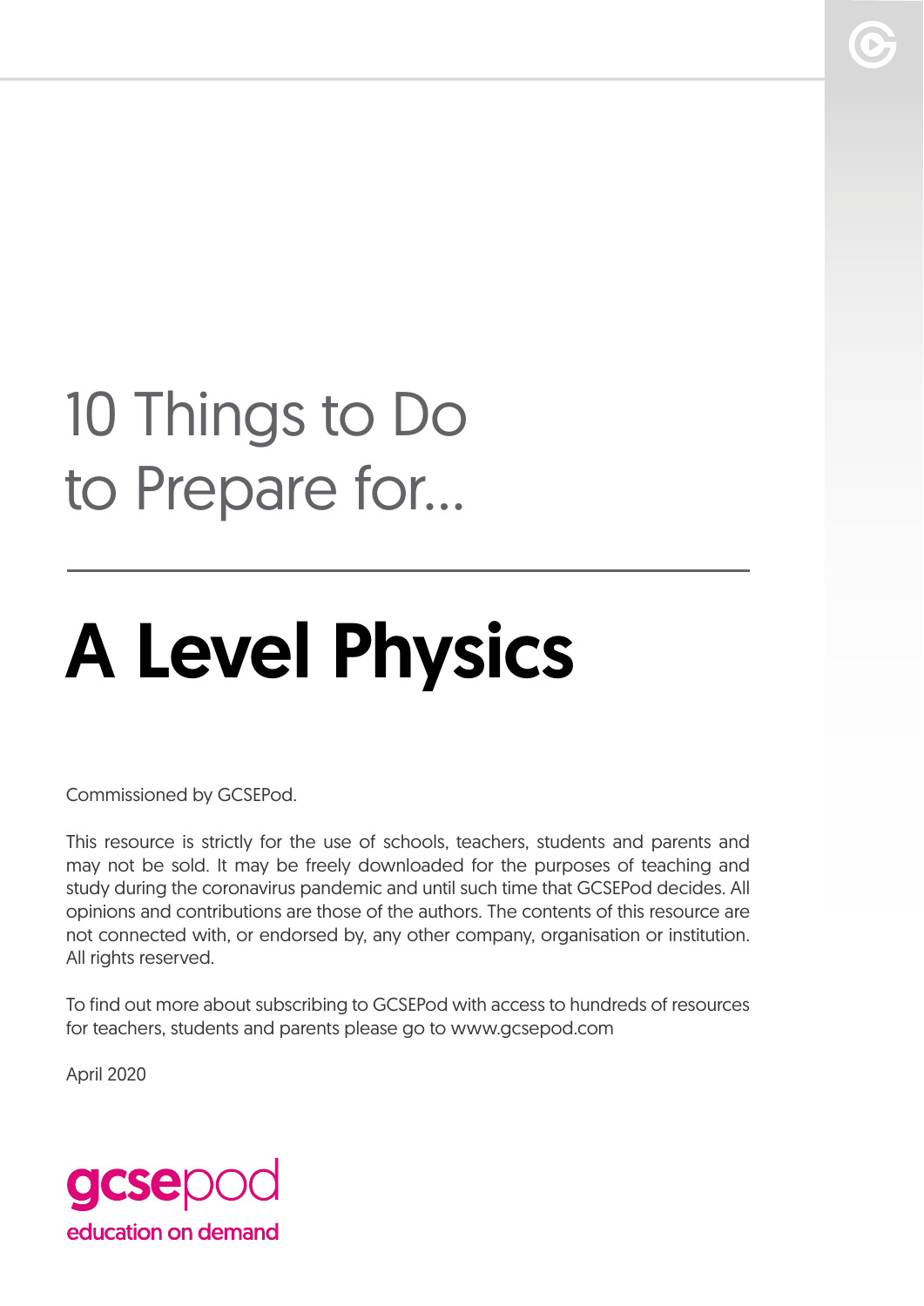# 10 Things to Do to Prepare for...

# A Level Physics

Commissioned by GCSEPod.

This resource is strictly for the use of schools, teachers, students and parents and may not be sold. It may be freely downloaded for the purposes of teaching and study during the coronavirus pandemic and until such time that GCSEPod decides. All opinions and contributions are those of the authors. The contents of this resource are not connected with, or endorsed by, any other company, organisation or institution. All rights reserved.

To find out more about subscribing to GCSEPod with access to hundreds of resources for teachers, students and parents please go to www.gcsepod.com

April 2020

gcsepod
education on demand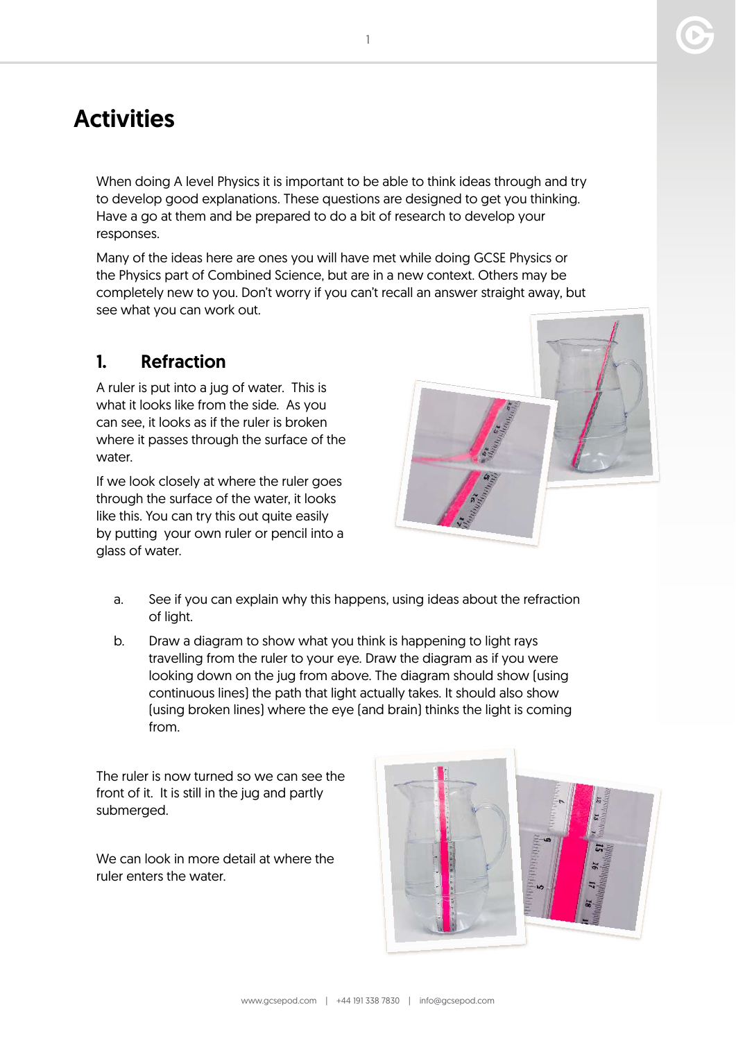# Activities

When doing A level Physics it is important to be able to think ideas through and try to develop good explanations. These questions are designed to get you thinking. Have a go at them and be prepared to do a bit of research to develop your responses.

Many of the ideas here are ones you will have met while doing GCSE Physics or the Physics part of Combined Science, but are in a new context. Others may be completely new to you. Don't worry if you can't recall an answer straight away, but see what you can work out.

## 1. Refraction

A ruler is put into a jug of water. This is what it looks like from the side. As you can see, it looks as if the ruler is broken where it passes through the surface of the water.

If we look closely at where the ruler goes through the surface of the water, it looks like this. You can try this out quite easily by putting your own ruler or pencil into a glass of water.

a. See if you can explain why this happens, using ideas about the refraction of light.

b. Draw a diagram to show what you think is happening to light rays travelling from the ruler to your eye. Draw the diagram as if you were looking down on the jug from above. The diagram should show (using continuous lines) the path that light actually takes. It should also show (using broken lines) where the eye (and brain) thinks the light is coming from.

The ruler is now turned so we can see the front of it. It is still in the jug and partly submerged.

We can look in more detail at where the ruler enters the water.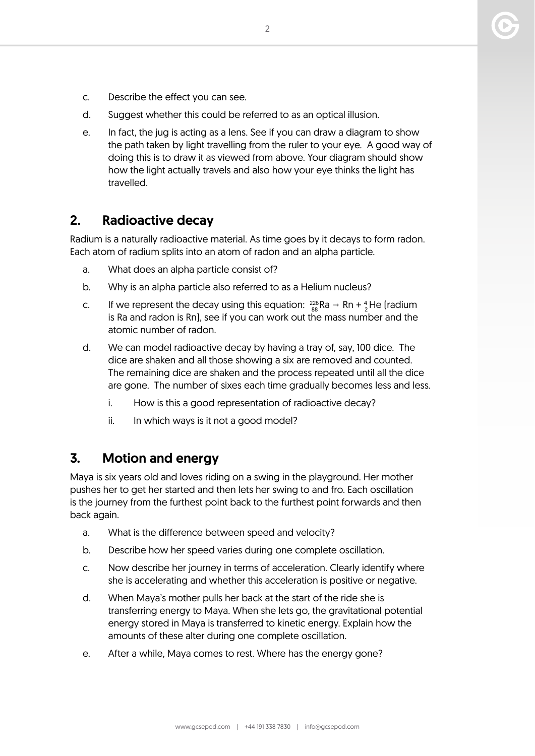c. Describe the effect you can see.

d. Suggest whether this could be referred to as an optical illusion.

e. In fact, the jug is acting as a lens. See if you can draw a diagram to show the path taken by light travelling from the ruler to your eye. A good way of doing this is to draw it as viewed from above. Your diagram should show how the light actually travels and also how your eye thinks the light has travelled.

## 2. Radioactive decay

Radium is a naturally radioactive material. As time goes by it decays to form radon. Each atom of radium splits into an atom of radon and an alpha particle.

a. What does an alpha particle consist of?

b. Why is an alpha particle also referred to as a Helium nucleus?

c. If we represent the decay using this equation: ${}^{226}_{88}\text{Ra} \rightarrow \text{Rn} + {}^{4}_{2}\text{He}$ (radium is Ra and radon is Rn), see if you can work out the mass number and the atomic number of radon.

d. We can model radioactive decay by having a tray of, say, 100 dice. The dice are shaken and all those showing a six are removed and counted. The remaining dice are shaken and the process repeated until all the dice are gone. The number of sixes each time gradually becomes less and less.

   i. How is this a good representation of radioactive decay?

   ii. In which ways is it not a good model?

## 3. Motion and energy

Maya is six years old and loves riding on a swing in the playground. Her mother pushes her to get her started and then lets her swing to and fro. Each oscillation is the journey from the furthest point back to the furthest point forwards and then back again.

a. What is the difference between speed and velocity?

b. Describe how her speed varies during one complete oscillation.

c. Now describe her journey in terms of acceleration. Clearly identify where she is accelerating and whether this acceleration is positive or negative.

d. When Maya's mother pulls her back at the start of the ride she is transferring energy to Maya. When she lets go, the gravitational potential energy stored in Maya is transferred to kinetic energy. Explain how the amounts of these alter during one complete oscillation.

e. After a while, Maya comes to rest. Where has the energy gone?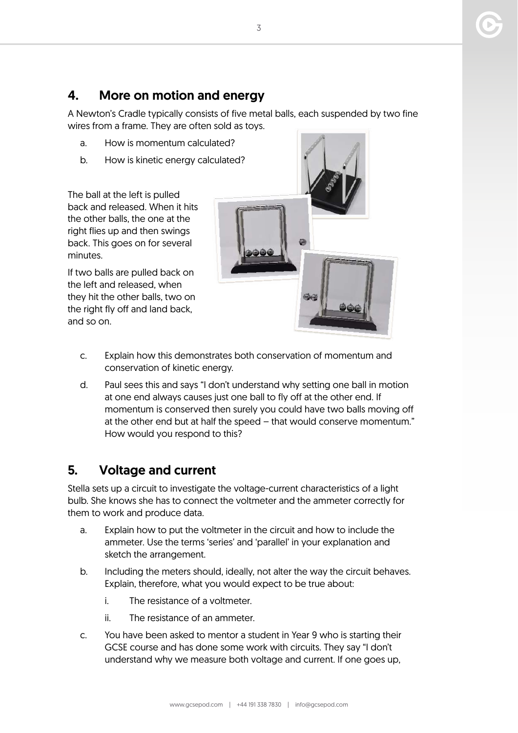## 4. More on motion and energy

A Newton's Cradle typically consists of five metal balls, each suspended by two fine wires from a frame. They are often sold as toys.

a. How is momentum calculated?

b. How is kinetic energy calculated?

The ball at the left is pulled back and released. When it hits the other balls, the one at the right flies up and then swings back. This goes on for several minutes.

If two balls are pulled back on the left and released, when they hit the other balls, two on the right fly off and land back, and so on.

c. Explain how this demonstrates both conservation of momentum and conservation of kinetic energy.

d. Paul sees this and says "I don't understand why setting one ball in motion at one end always causes just one ball to fly off at the other end. If momentum is conserved then surely you could have two balls moving off at the other end but at half the speed – that would conserve momentum." How would you respond to this?

## 5. Voltage and current

Stella sets up a circuit to investigate the voltage-current characteristics of a light bulb. She knows she has to connect the voltmeter and the ammeter correctly for them to work and produce data.

a. Explain how to put the voltmeter in the circuit and how to include the ammeter. Use the terms 'series' and 'parallel' in your explanation and sketch the arrangement.

b. Including the meters should, ideally, not alter the way the circuit behaves. Explain, therefore, what you would expect to be true about:

   i. The resistance of a voltmeter.

   ii. The resistance of an ammeter.

c. You have been asked to mentor a student in Year 9 who is starting their GCSE course and has done some work with circuits. They say "I don't understand why we measure both voltage and current. If one goes up,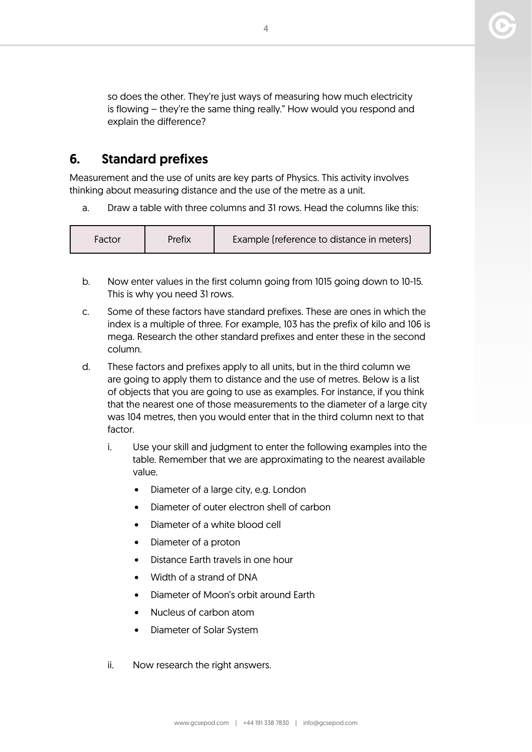so does the other. They're just ways of measuring how much electricity is flowing – they're the same thing really." How would you respond and explain the difference?

## 6. Standard prefixes

Measurement and the use of units are key parts of Physics. This activity involves thinking about measuring distance and the use of the metre as a unit.

a. Draw a table with three columns and 31 rows. Head the columns like this:

| Factor | Prefix | Example (reference to distance in meters) |
|---|---|---|

b. Now enter values in the first column going from $10^{15}$ going down to $10^{-15}$. This is why you need 31 rows.

c. Some of these factors have standard prefixes. These are ones in which the index is a multiple of three. For example, $10^{3}$ has the prefix of kilo and $10^{6}$ is mega. Research the other standard prefixes and enter these in the second column.

d. These factors and prefixes apply to all units, but in the third column we are going to apply them to distance and the use of metres. Below is a list of objects that you are going to use as examples. For instance, if you think that the nearest one of those measurements to the diameter of a large city was $10^{4}$ metres, then you would enter that in the third column next to that factor.

   i. Use your skill and judgment to enter the following examples into the table. Remember that we are approximating to the nearest available value.

      - Diameter of a large city, e.g. London
      - Diameter of outer electron shell of carbon
      - Diameter of a white blood cell
      - Diameter of a proton
      - Distance Earth travels in one hour
      - Width of a strand of DNA
      - Diameter of Moon's orbit around Earth
      - Nucleus of carbon atom
      - Diameter of Solar System

   ii. Now research the right answers.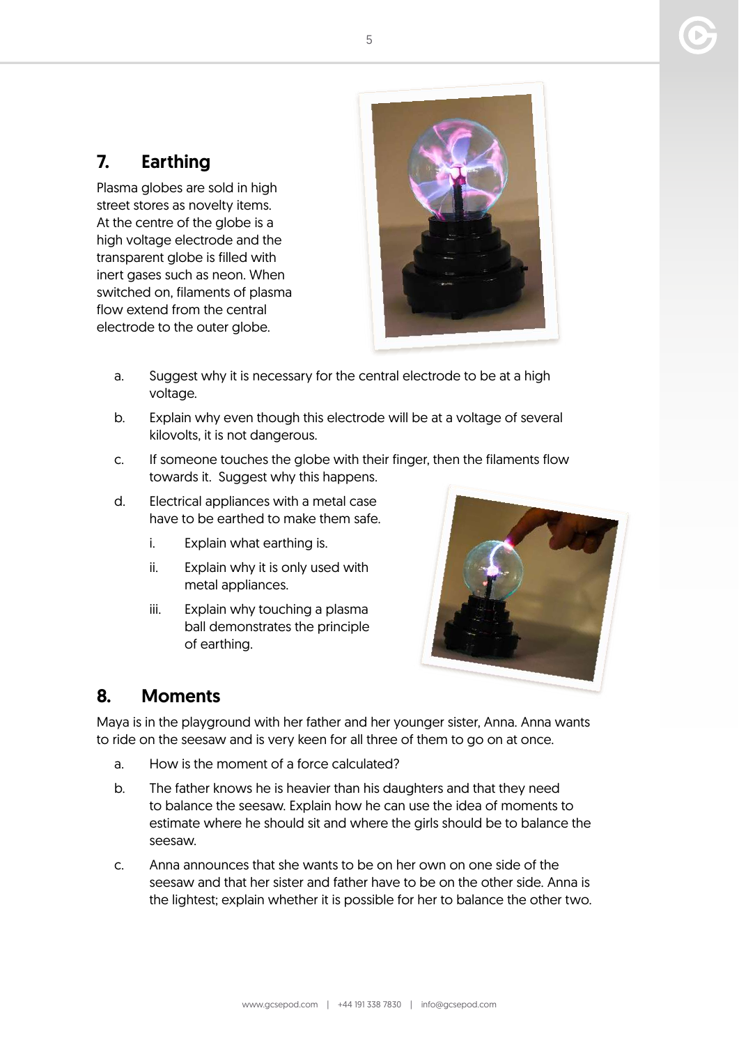## 7. Earthing

Plasma globes are sold in high street stores as novelty items. At the centre of the globe is a high voltage electrode and the transparent globe is filled with inert gases such as neon. When switched on, filaments of plasma flow extend from the central electrode to the outer globe.

a. Suggest why it is necessary for the central electrode to be at a high voltage.

b. Explain why even though this electrode will be at a voltage of several kilovolts, it is not dangerous.

c. If someone touches the globe with their finger, then the filaments flow towards it. Suggest why this happens.

d. Electrical appliances with a metal case have to be earthed to make them safe.

   i. Explain what earthing is.

   ii. Explain why it is only used with metal appliances.

   iii. Explain why touching a plasma ball demonstrates the principle of earthing.

## 8. Moments

Maya is in the playground with her father and her younger sister, Anna. Anna wants to ride on the seesaw and is very keen for all three of them to go on at once.

a. How is the moment of a force calculated?

b. The father knows he is heavier than his daughters and that they need to balance the seesaw. Explain how he can use the idea of moments to estimate where he should sit and where the girls should be to balance the seesaw.

c. Anna announces that she wants to be on her own on one side of the seesaw and that her sister and father have to be on the other side. Anna is the lightest; explain whether it is possible for her to balance the other two.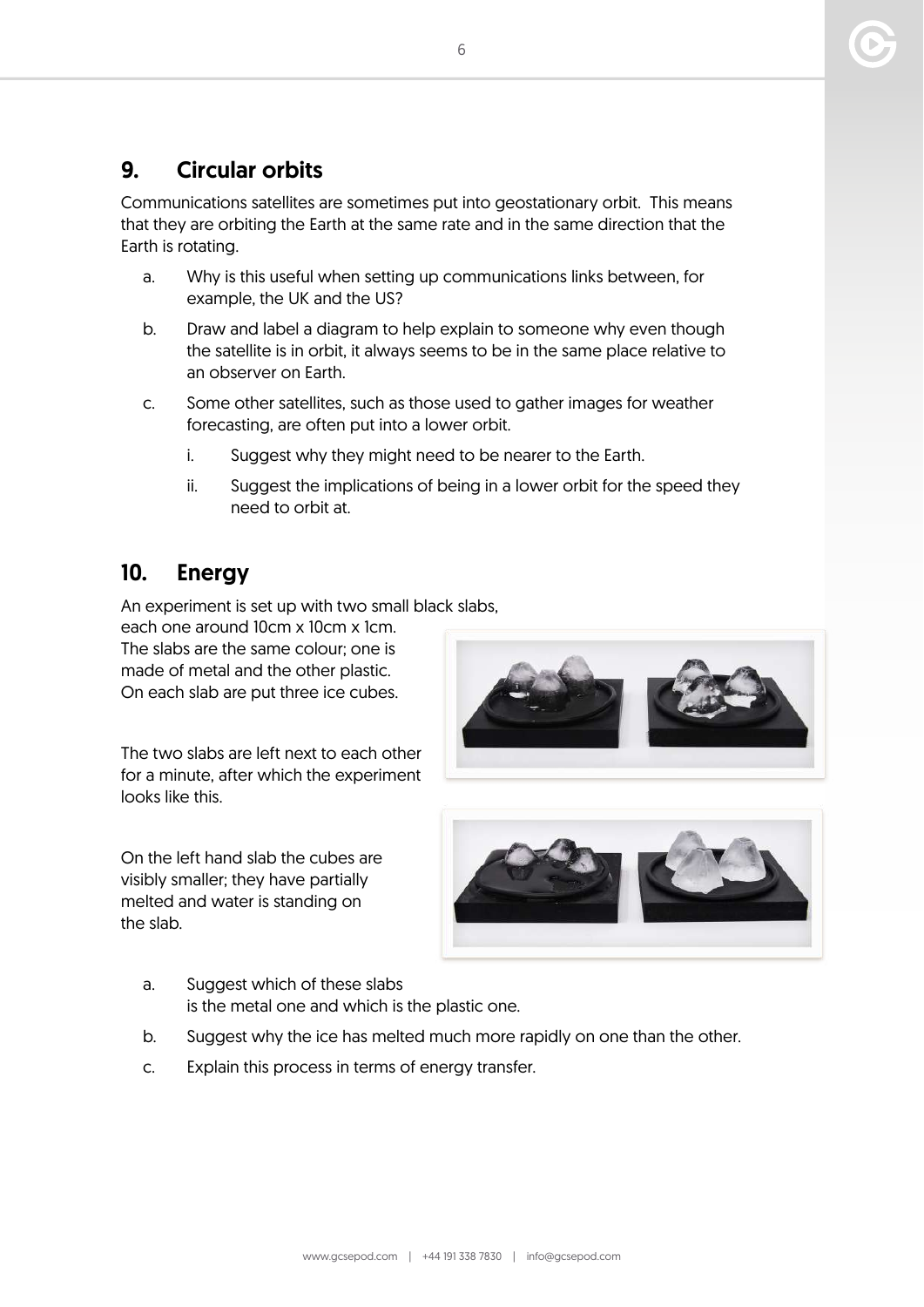## 9. Circular orbits

Communications satellites are sometimes put into geostationary orbit. This means that they are orbiting the Earth at the same rate and in the same direction that the Earth is rotating.

a. Why is this useful when setting up communications links between, for example, the UK and the US?

b. Draw and label a diagram to help explain to someone why even though the satellite is in orbit, it always seems to be in the same place relative to an observer on Earth.

c. Some other satellites, such as those used to gather images for weather forecasting, are often put into a lower orbit.

   i. Suggest why they might need to be nearer to the Earth.

   ii. Suggest the implications of being in a lower orbit for the speed they need to orbit at.

## 10. Energy

An experiment is set up with two small black slabs, each one around 10cm x 10cm x 1cm. The slabs are the same colour; one is made of metal and the other plastic. On each slab are put three ice cubes.

The two slabs are left next to each other for a minute, after which the experiment looks like this.

On the left hand slab the cubes are visibly smaller; they have partially melted and water is standing on the slab.

a. Suggest which of these slabs is the metal one and which is the plastic one.

b. Suggest why the ice has melted much more rapidly on one than the other.

c. Explain this process in terms of energy transfer.